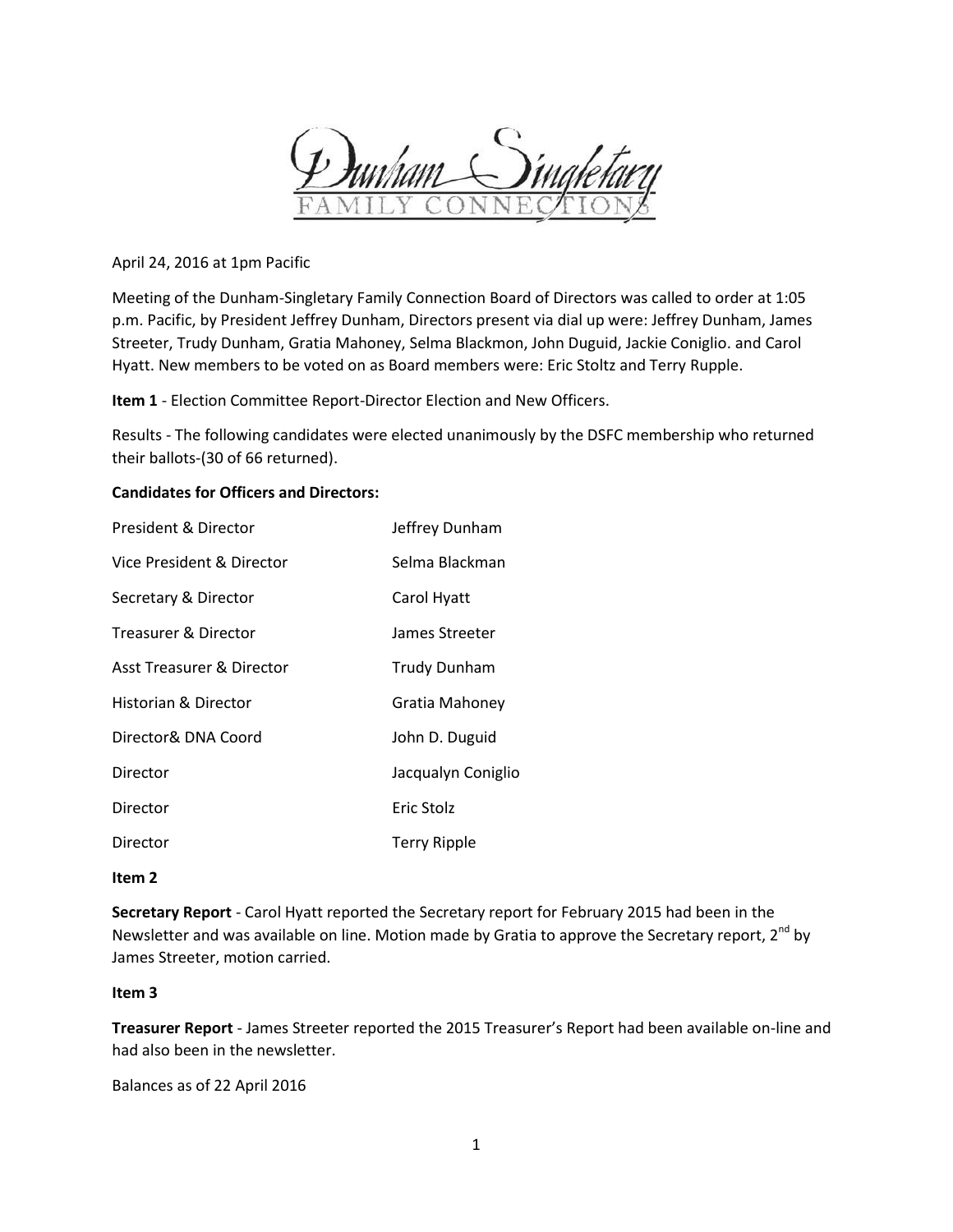# Dunham Singletary FAMILY CONNECTIONS

April 24, 2016 at 1pm Pacific

Meeting of the Dunham-Singletary Family Connection Board of Directors was called to order at 1:05 p.m. Pacific, by President Jeffrey Dunham, Directors present via dial up were: Jeffrey Dunham, James Streeter, Trudy Dunham, Gratia Mahoney, Selma Blackmon, John Duguid, Jackie Coniglio. and Carol Hyatt. New members to be voted on as Board members were: Eric Stoltz and Terry Rupple.

**Item 1** - Election Committee Report-Director Election and New Officers.

Results - The following candidates were elected unanimously by the DSFC membership who returned their ballots-(30 of 66 returned).

**Candidates for Officers and Directors:**

| | |
|---|---|
| President & Director | Jeffrey Dunham |
| Vice President & Director | Selma Blackman |
| Secretary & Director | Carol Hyatt |
| Treasurer & Director | James Streeter |
| Asst Treasurer & Director | Trudy Dunham |
| Historian & Director | Gratia Mahoney |
| Director& DNA Coord | John D. Duguid |
| Director | Jacqualyn Coniglio |
| Director | Eric Stolz |
| Director | Terry Ripple |

**Item 2**

**Secretary Report** - Carol Hyatt reported the Secretary report for February 2015 had been in the Newsletter and was available on line. Motion made by Gratia to approve the Secretary report, 2nd by James Streeter, motion carried.

**Item 3**

**Treasurer Report** - James Streeter reported the 2015 Treasurer's Report had been available on-line and had also been in the newsletter.

Balances as of 22 April 2016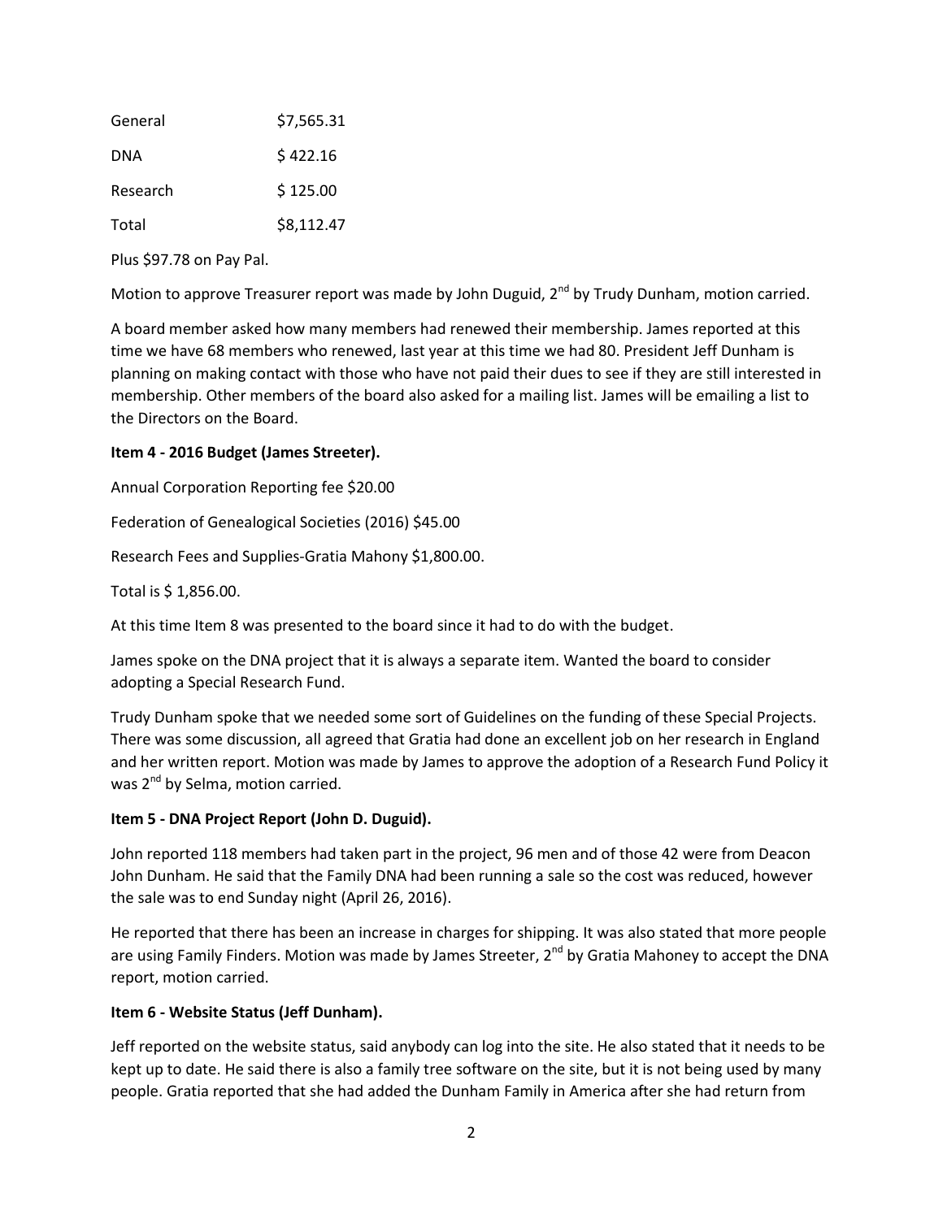| | |
|---|---|
| General | $7,565.31 |
| DNA | $ 422.16 |
| Research | $ 125.00 |
| Total | $8,112.47 |

Plus $97.78 on Pay Pal.

Motion to approve Treasurer report was made by John Duguid, 2nd by Trudy Dunham, motion carried.

A board member asked how many members had renewed their membership. James reported at this time we have 68 members who renewed, last year at this time we had 80. President Jeff Dunham is planning on making contact with those who have not paid their dues to see if they are still interested in membership. Other members of the board also asked for a mailing list. James will be emailing a list to the Directors on the Board.

**Item 4 - 2016 Budget (James Streeter).**

Annual Corporation Reporting fee $20.00

Federation of Genealogical Societies (2016) $45.00

Research Fees and Supplies-Gratia Mahony $1,800.00.

Total is $ 1,856.00.

At this time Item 8 was presented to the board since it had to do with the budget.

James spoke on the DNA project that it is always a separate item. Wanted the board to consider adopting a Special Research Fund.

Trudy Dunham spoke that we needed some sort of Guidelines on the funding of these Special Projects. There was some discussion, all agreed that Gratia had done an excellent job on her research in England and her written report. Motion was made by James to approve the adoption of a Research Fund Policy it was 2nd by Selma, motion carried.

**Item 5 - DNA Project Report (John D. Duguid).**

John reported 118 members had taken part in the project, 96 men and of those 42 were from Deacon John Dunham. He said that the Family DNA had been running a sale so the cost was reduced, however the sale was to end Sunday night (April 26, 2016).

He reported that there has been an increase in charges for shipping. It was also stated that more people are using Family Finders. Motion was made by James Streeter, 2nd by Gratia Mahoney to accept the DNA report, motion carried.

**Item 6 - Website Status (Jeff Dunham).**

Jeff reported on the website status, said anybody can log into the site. He also stated that it needs to be kept up to date. He said there is also a family tree software on the site, but it is not being used by many people. Gratia reported that she had added the Dunham Family in America after she had return from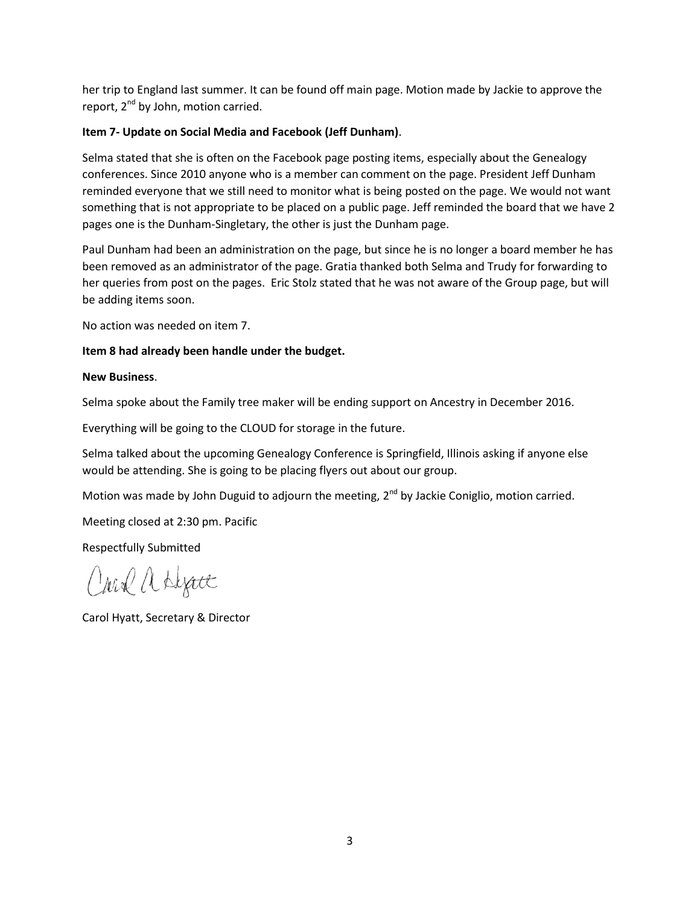her trip to England last summer. It can be found off main page. Motion made by Jackie to approve the report, 2nd by John, motion carried.

**Item 7- Update on Social Media and Facebook (Jeff Dunham)**.

Selma stated that she is often on the Facebook page posting items, especially about the Genealogy conferences. Since 2010 anyone who is a member can comment on the page. President Jeff Dunham reminded everyone that we still need to monitor what is being posted on the page. We would not want something that is not appropriate to be placed on a public page. Jeff reminded the board that we have 2 pages one is the Dunham-Singletary, the other is just the Dunham page.

Paul Dunham had been an administration on the page, but since he is no longer a board member he has been removed as an administrator of the page. Gratia thanked both Selma and Trudy for forwarding to her queries from post on the pages. Eric Stolz stated that he was not aware of the Group page, but will be adding items soon.

No action was needed on item 7.

**Item 8 had already been handle under the budget.**

**New Business**.

Selma spoke about the Family tree maker will be ending support on Ancestry in December 2016.

Everything will be going to the CLOUD for storage in the future.

Selma talked about the upcoming Genealogy Conference is Springfield, Illinois asking if anyone else would be attending. She is going to be placing flyers out about our group.

Motion was made by John Duguid to adjourn the meeting, 2nd by Jackie Coniglio, motion carried.

Meeting closed at 2:30 pm. Pacific

Respectfully Submitted

Carol A Hyatt

Carol Hyatt, Secretary & Director